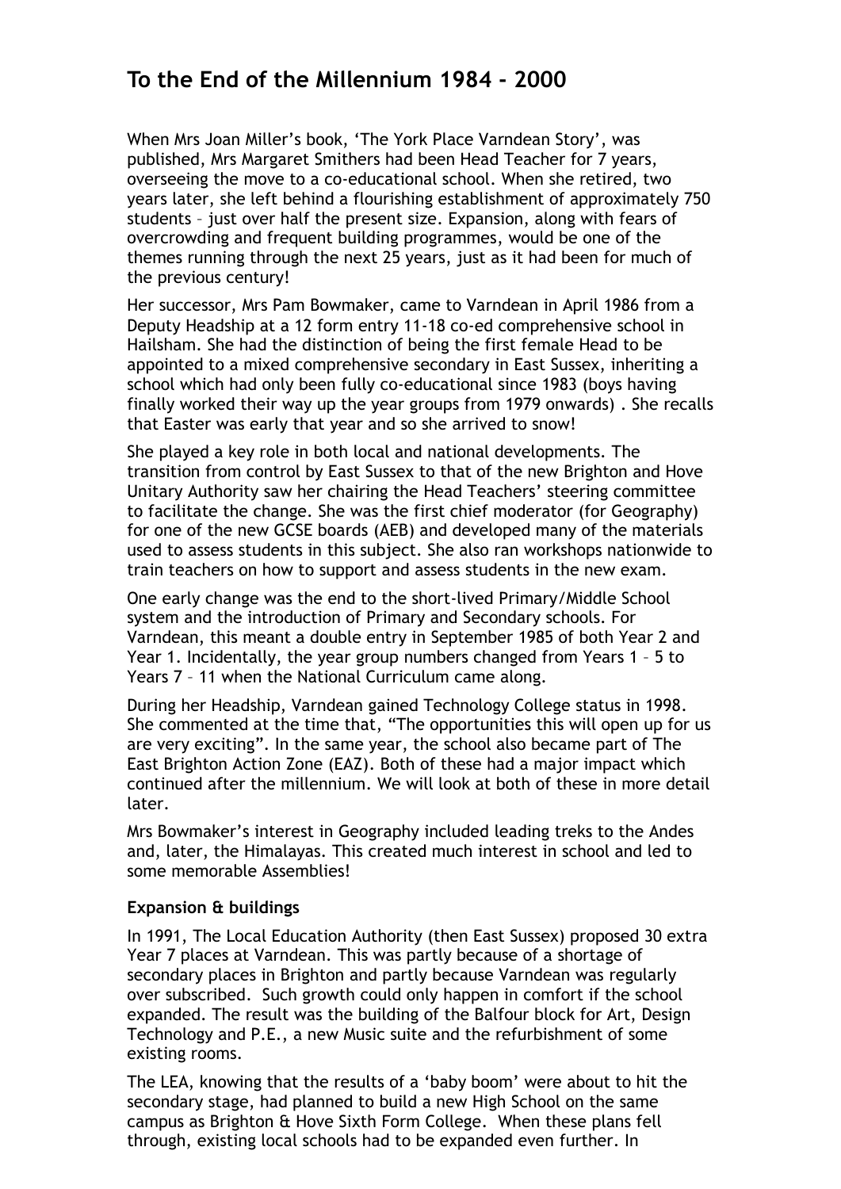# To the End of the Millennium 1984 - 2000

When Mrs Joan Miller's book, 'The York Place Varndean Story', was published, Mrs Margaret Smithers had been Head Teacher for 7 years, overseeing the move to a co-educational school. When she retired, two years later, she left behind a flourishing establishment of approximately 750 students – just over half the present size. Expansion, along with fears of overcrowding and frequent building programmes, would be one of the themes running through the next 25 years, just as it had been for much of the previous century!

Her successor, Mrs Pam Bowmaker, came to Varndean in April 1986 from a Deputy Headship at a 12 form entry 11-18 co-ed comprehensive school in Hailsham. She had the distinction of being the first female Head to be appointed to a mixed comprehensive secondary in East Sussex, inheriting a school which had only been fully co-educational since 1983 (boys having finally worked their way up the year groups from 1979 onwards) . She recalls that Easter was early that year and so she arrived to snow!

She played a key role in both local and national developments. The transition from control by East Sussex to that of the new Brighton and Hove Unitary Authority saw her chairing the Head Teachers' steering committee to facilitate the change. She was the first chief moderator (for Geography) for one of the new GCSE boards (AEB) and developed many of the materials used to assess students in this subject. She also ran workshops nationwide to train teachers on how to support and assess students in the new exam.

One early change was the end to the short-lived Primary/Middle School system and the introduction of Primary and Secondary schools. For Varndean, this meant a double entry in September 1985 of both Year 2 and Year 1. Incidentally, the year group numbers changed from Years 1 – 5 to Years 7 – 11 when the National Curriculum came along.

During her Headship, Varndean gained Technology College status in 1998. She commented at the time that, "The opportunities this will open up for us are very exciting". In the same year, the school also became part of The East Brighton Action Zone (EAZ). Both of these had a major impact which continued after the millennium. We will look at both of these in more detail later.

Mrs Bowmaker's interest in Geography included leading treks to the Andes and, later, the Himalayas. This created much interest in school and led to some memorable Assemblies!

**Expansion & buildings**

In 1991, The Local Education Authority (then East Sussex) proposed 30 extra Year 7 places at Varndean. This was partly because of a shortage of secondary places in Brighton and partly because Varndean was regularly over subscribed. Such growth could only happen in comfort if the school expanded. The result was the building of the Balfour block for Art, Design Technology and P.E., a new Music suite and the refurbishment of some existing rooms.

The LEA, knowing that the results of a 'baby boom' were about to hit the secondary stage, had planned to build a new High School on the same campus as Brighton & Hove Sixth Form College. When these plans fell through, existing local schools had to be expanded even further. In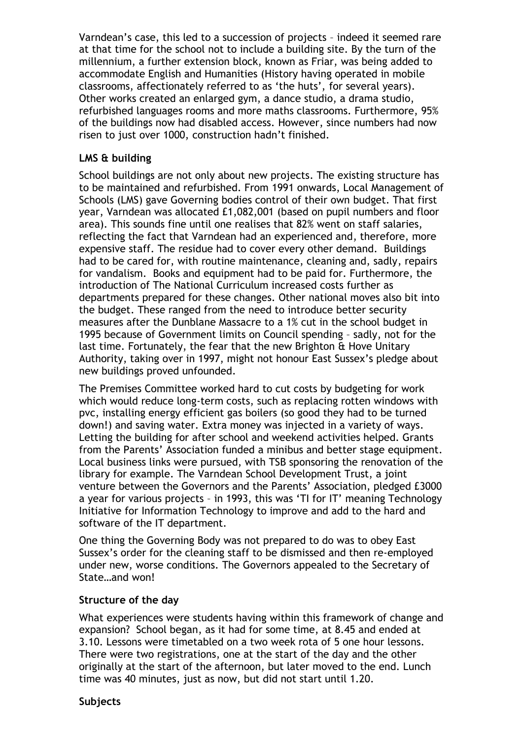Varndean's case, this led to a succession of projects – indeed it seemed rare at that time for the school not to include a building site. By the turn of the millennium, a further extension block, known as Friar, was being added to accommodate English and Humanities (History having operated in mobile classrooms, affectionately referred to as 'the huts', for several years). Other works created an enlarged gym, a dance studio, a drama studio, refurbished languages rooms and more maths classrooms. Furthermore, 95% of the buildings now had disabled access. However, since numbers had now risen to just over 1000, construction hadn't finished.

**LMS & building**

School buildings are not only about new projects. The existing structure has to be maintained and refurbished. From 1991 onwards, Local Management of Schools (LMS) gave Governing bodies control of their own budget. That first year, Varndean was allocated £1,082,001 (based on pupil numbers and floor area). This sounds fine until one realises that 82% went on staff salaries, reflecting the fact that Varndean had an experienced and, therefore, more expensive staff. The residue had to cover every other demand. Buildings had to be cared for, with routine maintenance, cleaning and, sadly, repairs for vandalism. Books and equipment had to be paid for. Furthermore, the introduction of The National Curriculum increased costs further as departments prepared for these changes. Other national moves also bit into the budget. These ranged from the need to introduce better security measures after the Dunblane Massacre to a 1% cut in the school budget in 1995 because of Government limits on Council spending – sadly, not for the last time. Fortunately, the fear that the new Brighton & Hove Unitary Authority, taking over in 1997, might not honour East Sussex's pledge about new buildings proved unfounded.

The Premises Committee worked hard to cut costs by budgeting for work which would reduce long-term costs, such as replacing rotten windows with pvc, installing energy efficient gas boilers (so good they had to be turned down!) and saving water. Extra money was injected in a variety of ways. Letting the building for after school and weekend activities helped. Grants from the Parents' Association funded a minibus and better stage equipment. Local business links were pursued, with TSB sponsoring the renovation of the library for example. The Varndean School Development Trust, a joint venture between the Governors and the Parents' Association, pledged £3000 a year for various projects – in 1993, this was 'TI for IT' meaning Technology Initiative for Information Technology to improve and add to the hard and software of the IT department.

One thing the Governing Body was not prepared to do was to obey East Sussex's order for the cleaning staff to be dismissed and then re-employed under new, worse conditions. The Governors appealed to the Secretary of State…and won!

**Structure of the day**

What experiences were students having within this framework of change and expansion? School began, as it had for some time, at 8.45 and ended at 3.10. Lessons were timetabled on a two week rota of 5 one hour lessons. There were two registrations, one at the start of the day and the other originally at the start of the afternoon, but later moved to the end. Lunch time was 40 minutes, just as now, but did not start until 1.20.

**Subjects**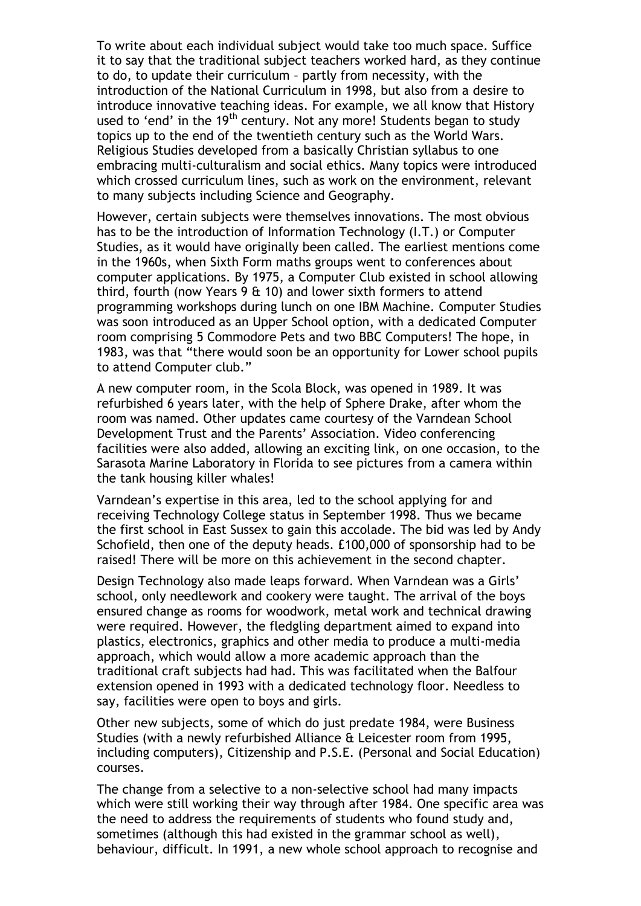To write about each individual subject would take too much space. Suffice it to say that the traditional subject teachers worked hard, as they continue to do, to update their curriculum – partly from necessity, with the introduction of the National Curriculum in 1998, but also from a desire to introduce innovative teaching ideas. For example, we all know that History used to 'end' in the 19th century. Not any more! Students began to study topics up to the end of the twentieth century such as the World Wars. Religious Studies developed from a basically Christian syllabus to one embracing multi-culturalism and social ethics. Many topics were introduced which crossed curriculum lines, such as work on the environment, relevant to many subjects including Science and Geography.

However, certain subjects were themselves innovations. The most obvious has to be the introduction of Information Technology (I.T.) or Computer Studies, as it would have originally been called. The earliest mentions come in the 1960s, when Sixth Form maths groups went to conferences about computer applications. By 1975, a Computer Club existed in school allowing third, fourth (now Years 9 & 10) and lower sixth formers to attend programming workshops during lunch on one IBM Machine. Computer Studies was soon introduced as an Upper School option, with a dedicated Computer room comprising 5 Commodore Pets and two BBC Computers! The hope, in 1983, was that "there would soon be an opportunity for Lower school pupils to attend Computer club."

A new computer room, in the Scola Block, was opened in 1989. It was refurbished 6 years later, with the help of Sphere Drake, after whom the room was named. Other updates came courtesy of the Varndean School Development Trust and the Parents' Association. Video conferencing facilities were also added, allowing an exciting link, on one occasion, to the Sarasota Marine Laboratory in Florida to see pictures from a camera within the tank housing killer whales!

Varndean's expertise in this area, led to the school applying for and receiving Technology College status in September 1998. Thus we became the first school in East Sussex to gain this accolade. The bid was led by Andy Schofield, then one of the deputy heads. £100,000 of sponsorship had to be raised! There will be more on this achievement in the second chapter.

Design Technology also made leaps forward. When Varndean was a Girls' school, only needlework and cookery were taught. The arrival of the boys ensured change as rooms for woodwork, metal work and technical drawing were required. However, the fledgling department aimed to expand into plastics, electronics, graphics and other media to produce a multi-media approach, which would allow a more academic approach than the traditional craft subjects had had. This was facilitated when the Balfour extension opened in 1993 with a dedicated technology floor. Needless to say, facilities were open to boys and girls.

Other new subjects, some of which do just predate 1984, were Business Studies (with a newly refurbished Alliance & Leicester room from 1995, including computers), Citizenship and P.S.E. (Personal and Social Education) courses.

The change from a selective to a non-selective school had many impacts which were still working their way through after 1984. One specific area was the need to address the requirements of students who found study and, sometimes (although this had existed in the grammar school as well), behaviour, difficult. In 1991, a new whole school approach to recognise and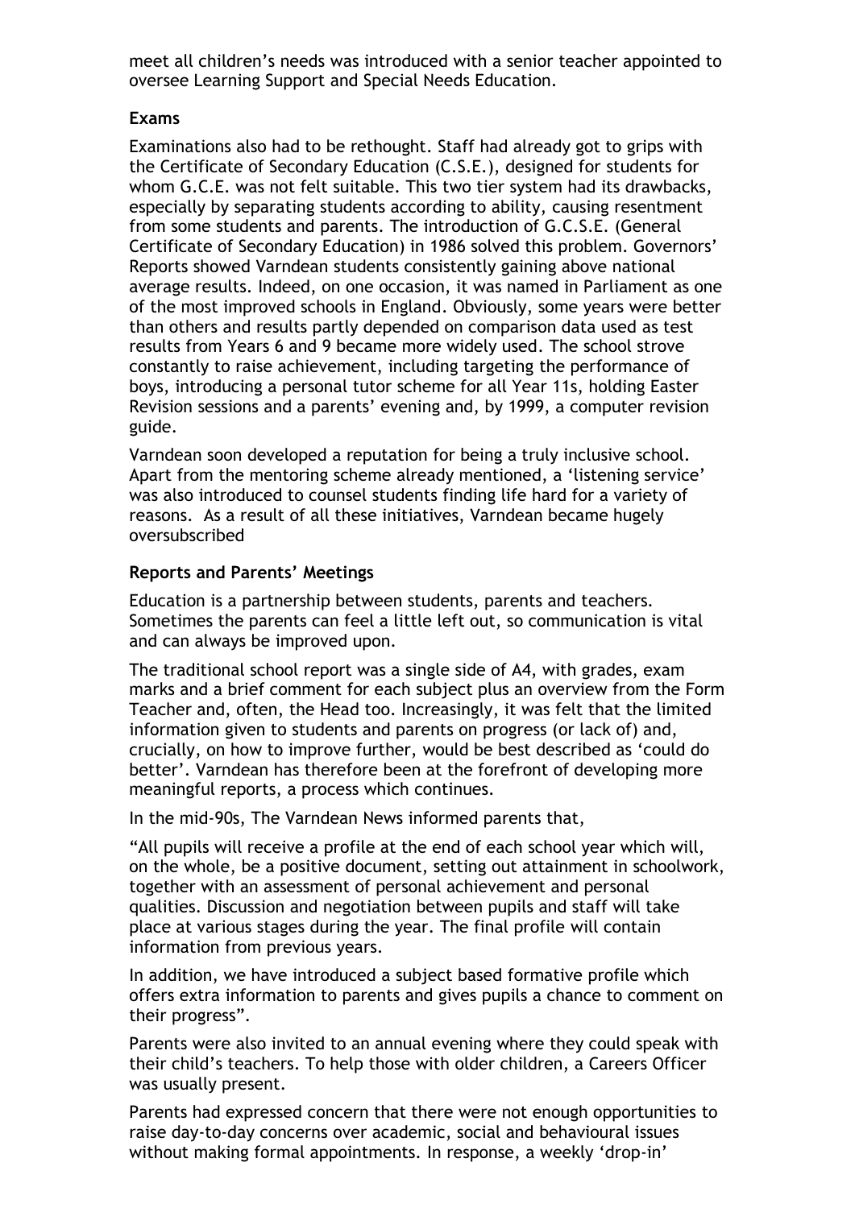meet all children's needs was introduced with a senior teacher appointed to oversee Learning Support and Special Needs Education.

### Exams

Examinations also had to be rethought. Staff had already got to grips with the Certificate of Secondary Education (C.S.E.), designed for students for whom G.C.E. was not felt suitable. This two tier system had its drawbacks, especially by separating students according to ability, causing resentment from some students and parents. The introduction of G.C.S.E. (General Certificate of Secondary Education) in 1986 solved this problem. Governors' Reports showed Varndean students consistently gaining above national average results. Indeed, on one occasion, it was named in Parliament as one of the most improved schools in England. Obviously, some years were better than others and results partly depended on comparison data used as test results from Years 6 and 9 became more widely used. The school strove constantly to raise achievement, including targeting the performance of boys, introducing a personal tutor scheme for all Year 11s, holding Easter Revision sessions and a parents' evening and, by 1999, a computer revision guide.

Varndean soon developed a reputation for being a truly inclusive school. Apart from the mentoring scheme already mentioned, a 'listening service' was also introduced to counsel students finding life hard for a variety of reasons. As a result of all these initiatives, Varndean became hugely oversubscribed

### Reports and Parents' Meetings

Education is a partnership between students, parents and teachers. Sometimes the parents can feel a little left out, so communication is vital and can always be improved upon.

The traditional school report was a single side of A4, with grades, exam marks and a brief comment for each subject plus an overview from the Form Teacher and, often, the Head too. Increasingly, it was felt that the limited information given to students and parents on progress (or lack of) and, crucially, on how to improve further, would be best described as 'could do better'. Varndean has therefore been at the forefront of developing more meaningful reports, a process which continues.

In the mid-90s, The Varndean News informed parents that,

"All pupils will receive a profile at the end of each school year which will, on the whole, be a positive document, setting out attainment in schoolwork, together with an assessment of personal achievement and personal qualities. Discussion and negotiation between pupils and staff will take place at various stages during the year. The final profile will contain information from previous years.

In addition, we have introduced a subject based formative profile which offers extra information to parents and gives pupils a chance to comment on their progress".

Parents were also invited to an annual evening where they could speak with their child's teachers. To help those with older children, a Careers Officer was usually present.

Parents had expressed concern that there were not enough opportunities to raise day-to-day concerns over academic, social and behavioural issues without making formal appointments. In response, a weekly 'drop-in'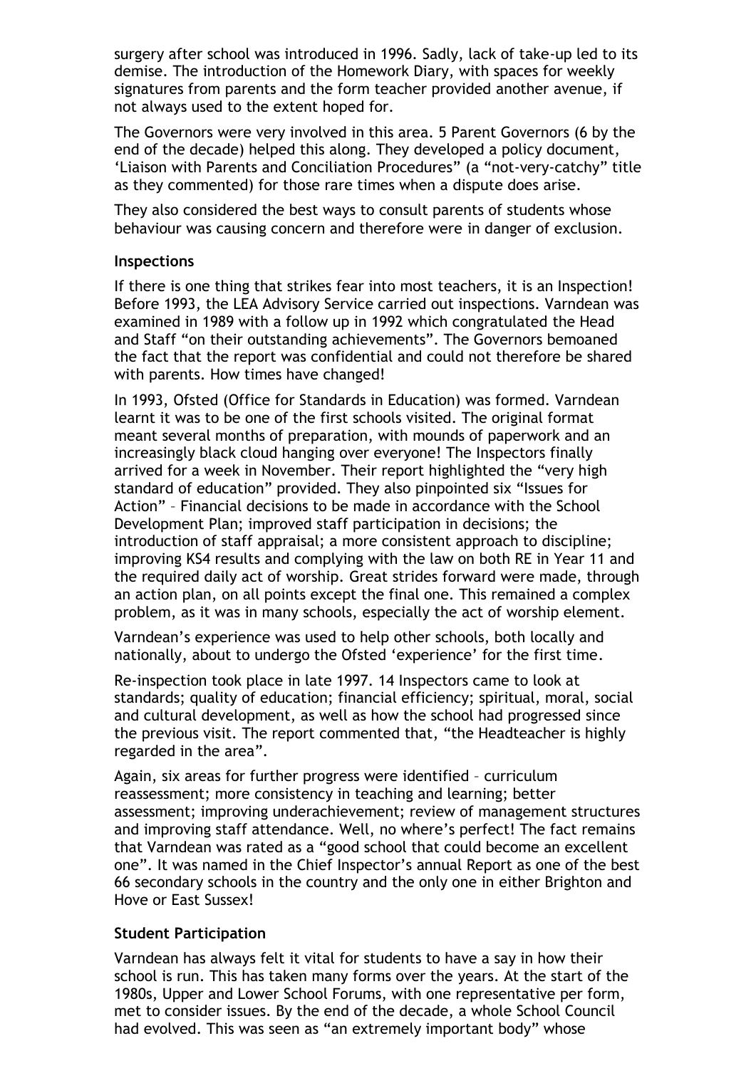surgery after school was introduced in 1996. Sadly, lack of take-up led to its demise. The introduction of the Homework Diary, with spaces for weekly signatures from parents and the form teacher provided another avenue, if not always used to the extent hoped for.

The Governors were very involved in this area. 5 Parent Governors (6 by the end of the decade) helped this along. They developed a policy document, 'Liaison with Parents and Conciliation Procedures" (a "not-very-catchy" title as they commented) for those rare times when a dispute does arise.

They also considered the best ways to consult parents of students whose behaviour was causing concern and therefore were in danger of exclusion.

**Inspections**

If there is one thing that strikes fear into most teachers, it is an Inspection! Before 1993, the LEA Advisory Service carried out inspections. Varndean was examined in 1989 with a follow up in 1992 which congratulated the Head and Staff "on their outstanding achievements". The Governors bemoaned the fact that the report was confidential and could not therefore be shared with parents. How times have changed!

In 1993, Ofsted (Office for Standards in Education) was formed. Varndean learnt it was to be one of the first schools visited. The original format meant several months of preparation, with mounds of paperwork and an increasingly black cloud hanging over everyone! The Inspectors finally arrived for a week in November. Their report highlighted the "very high standard of education" provided. They also pinpointed six "Issues for Action" – Financial decisions to be made in accordance with the School Development Plan; improved staff participation in decisions; the introduction of staff appraisal; a more consistent approach to discipline; improving KS4 results and complying with the law on both RE in Year 11 and the required daily act of worship. Great strides forward were made, through an action plan, on all points except the final one. This remained a complex problem, as it was in many schools, especially the act of worship element.

Varndean's experience was used to help other schools, both locally and nationally, about to undergo the Ofsted 'experience' for the first time.

Re-inspection took place in late 1997. 14 Inspectors came to look at standards; quality of education; financial efficiency; spiritual, moral, social and cultural development, as well as how the school had progressed since the previous visit. The report commented that, "the Headteacher is highly regarded in the area".

Again, six areas for further progress were identified – curriculum reassessment; more consistency in teaching and learning; better assessment; improving underachievement; review of management structures and improving staff attendance. Well, no where's perfect! The fact remains that Varndean was rated as a "good school that could become an excellent one". It was named in the Chief Inspector's annual Report as one of the best 66 secondary schools in the country and the only one in either Brighton and Hove or East Sussex!

**Student Participation**

Varndean has always felt it vital for students to have a say in how their school is run. This has taken many forms over the years. At the start of the 1980s, Upper and Lower School Forums, with one representative per form, met to consider issues. By the end of the decade, a whole School Council had evolved. This was seen as "an extremely important body" whose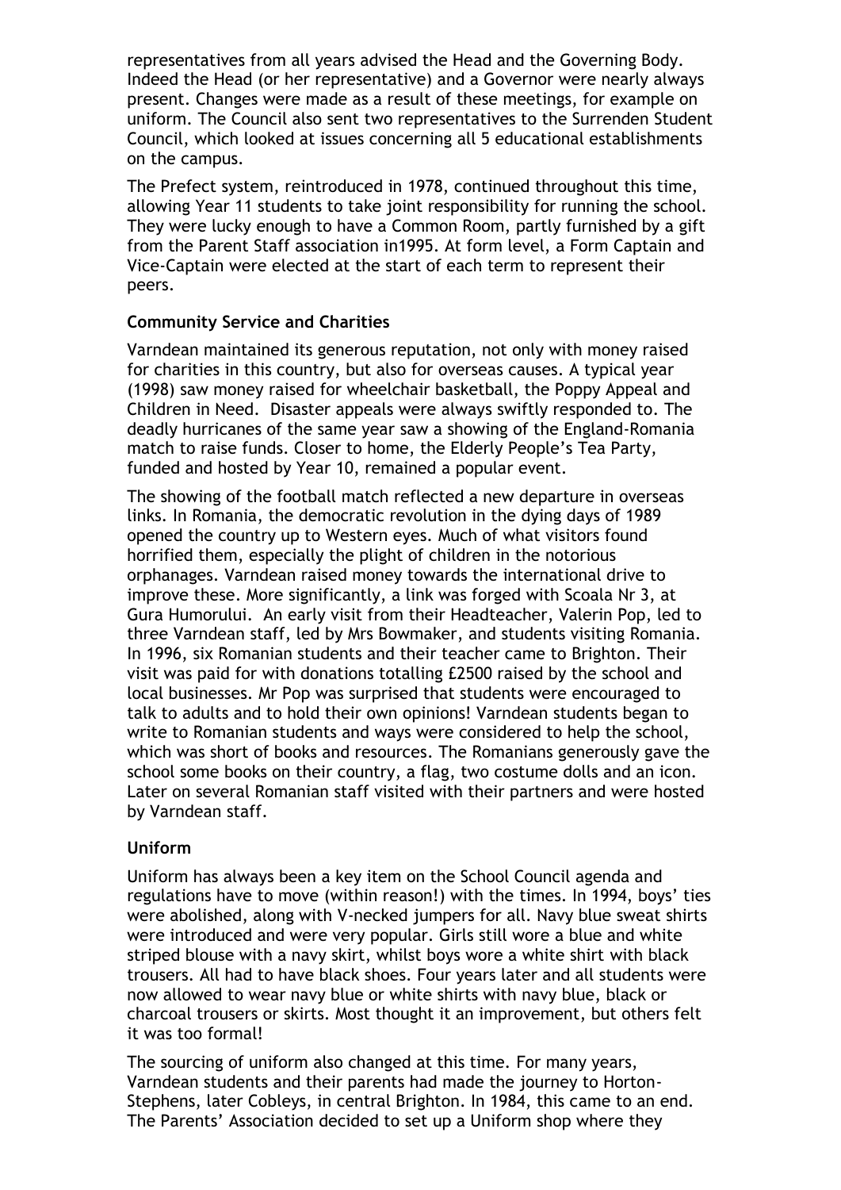representatives from all years advised the Head and the Governing Body. Indeed the Head (or her representative) and a Governor were nearly always present. Changes were made as a result of these meetings, for example on uniform. The Council also sent two representatives to the Surrenden Student Council, which looked at issues concerning all 5 educational establishments on the campus.

The Prefect system, reintroduced in 1978, continued throughout this time, allowing Year 11 students to take joint responsibility for running the school. They were lucky enough to have a Common Room, partly furnished by a gift from the Parent Staff association in1995. At form level, a Form Captain and Vice-Captain were elected at the start of each term to represent their peers.

**Community Service and Charities**

Varndean maintained its generous reputation, not only with money raised for charities in this country, but also for overseas causes. A typical year (1998) saw money raised for wheelchair basketball, the Poppy Appeal and Children in Need. Disaster appeals were always swiftly responded to. The deadly hurricanes of the same year saw a showing of the England-Romania match to raise funds. Closer to home, the Elderly People's Tea Party, funded and hosted by Year 10, remained a popular event.

The showing of the football match reflected a new departure in overseas links. In Romania, the democratic revolution in the dying days of 1989 opened the country up to Western eyes. Much of what visitors found horrified them, especially the plight of children in the notorious orphanages. Varndean raised money towards the international drive to improve these. More significantly, a link was forged with Scoala Nr 3, at Gura Humorului. An early visit from their Headteacher, Valerin Pop, led to three Varndean staff, led by Mrs Bowmaker, and students visiting Romania. In 1996, six Romanian students and their teacher came to Brighton. Their visit was paid for with donations totalling £2500 raised by the school and local businesses. Mr Pop was surprised that students were encouraged to talk to adults and to hold their own opinions! Varndean students began to write to Romanian students and ways were considered to help the school, which was short of books and resources. The Romanians generously gave the school some books on their country, a flag, two costume dolls and an icon. Later on several Romanian staff visited with their partners and were hosted by Varndean staff.

**Uniform**

Uniform has always been a key item on the School Council agenda and regulations have to move (within reason!) with the times. In 1994, boys' ties were abolished, along with V-necked jumpers for all. Navy blue sweat shirts were introduced and were very popular. Girls still wore a blue and white striped blouse with a navy skirt, whilst boys wore a white shirt with black trousers. All had to have black shoes. Four years later and all students were now allowed to wear navy blue or white shirts with navy blue, black or charcoal trousers or skirts. Most thought it an improvement, but others felt it was too formal!

The sourcing of uniform also changed at this time. For many years, Varndean students and their parents had made the journey to Horton-Stephens, later Cobleys, in central Brighton. In 1984, this came to an end. The Parents' Association decided to set up a Uniform shop where they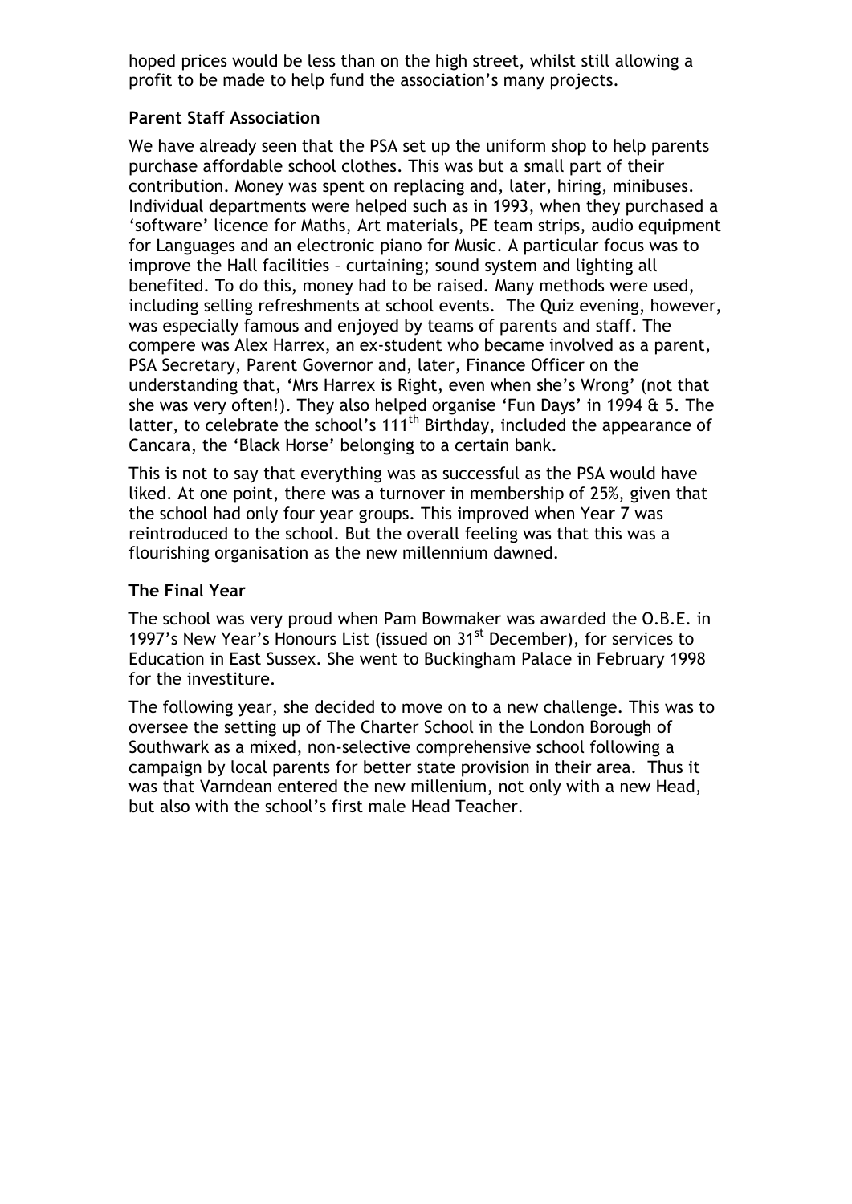hoped prices would be less than on the high street, whilst still allowing a profit to be made to help fund the association's many projects.

### Parent Staff Association

We have already seen that the PSA set up the uniform shop to help parents purchase affordable school clothes. This was but a small part of their contribution. Money was spent on replacing and, later, hiring, minibuses. Individual departments were helped such as in 1993, when they purchased a 'software' licence for Maths, Art materials, PE team strips, audio equipment for Languages and an electronic piano for Music. A particular focus was to improve the Hall facilities – curtaining; sound system and lighting all benefited. To do this, money had to be raised. Many methods were used, including selling refreshments at school events. The Quiz evening, however, was especially famous and enjoyed by teams of parents and staff. The compere was Alex Harrex, an ex-student who became involved as a parent, PSA Secretary, Parent Governor and, later, Finance Officer on the understanding that, 'Mrs Harrex is Right, even when she's Wrong' (not that she was very often!). They also helped organise 'Fun Days' in 1994 & 5. The latter, to celebrate the school's 111th Birthday, included the appearance of Cancara, the 'Black Horse' belonging to a certain bank.

This is not to say that everything was as successful as the PSA would have liked. At one point, there was a turnover in membership of 25%, given that the school had only four year groups. This improved when Year 7 was reintroduced to the school. But the overall feeling was that this was a flourishing organisation as the new millennium dawned.

### The Final Year

The school was very proud when Pam Bowmaker was awarded the O.B.E. in 1997's New Year's Honours List (issued on 31st December), for services to Education in East Sussex. She went to Buckingham Palace in February 1998 for the investiture.

The following year, she decided to move on to a new challenge. This was to oversee the setting up of The Charter School in the London Borough of Southwark as a mixed, non-selective comprehensive school following a campaign by local parents for better state provision in their area. Thus it was that Varndean entered the new millenium, not only with a new Head, but also with the school's first male Head Teacher.